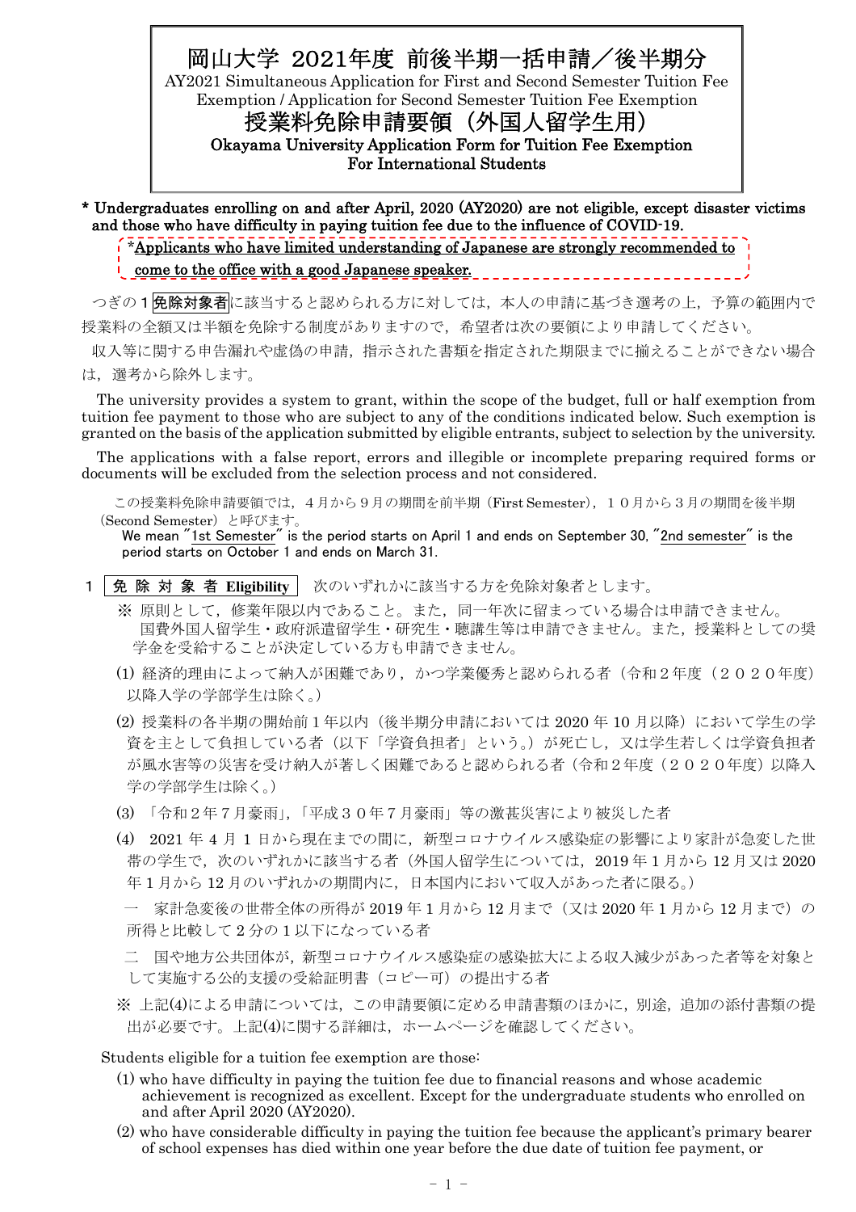# 岡山大学 2021年度 前後半期一括申請／後半期分

AY2021 Simultaneous Application for First and Second Semester Tuition Fee Exemption / Application for Second Semester Tuition Fee Exemption

# 授業料免除申請要領（外国人留学生用）

**Okayama University Application Form for Tuition Fee Exemption For International Students**

**\* Undergraduates enrolling on and after April, 2020 (AY2020) are not eligible, except disaster victims and those who have difficulty in paying tuition fee due to the influence of COVID-19.**

**\*Applicants who have limited understanding of Japanese are strongly recommended to come to the office with a good Japanese speaker.**

つぎの１**免除対象者**に該当すると認められる方に対しては，本人の申請に基づき選考の上，予算の範囲内で授業料の全額又は半額を免除する制度がありますので，希望者は次の要領により申請してください。

収入等に関する申告漏れや虚偽の申請，指示された書類を指定された期限までに揃えることができない場合は，選考から除外します。

The university provides a system to grant, within the scope of the budget, full or half exemption from tuition fee payment to those who are subject to any of the conditions indicated below. Such exemption is granted on the basis of the application submitted by eligible entrants, subject to selection by the university.

The applications with a false report, errors and illegible or incomplete preparing required forms or documents will be excluded from the selection process and not considered.

この授業料免除申請要領では，４月から９月の期間を前半期（First Semester），１０月から３月の期間を後半期（Second Semester）と呼びます。

We mean "1st Semester" is the period starts on April 1 and ends on September 30, "2nd semester" is the period starts on October 1 and ends on March 31.

## １ 免除対象者 Eligibility

次のいずれかに該当する方を免除対象者とします。

※ 原則として，修業年限以内であること。また，同一年次に留まっている場合は申請できません。国費外国人留学生・政府派遣留学生・研究生・聴講生等は申請できません。また，授業料としての奨学金を受給することが決定している方も申請できません。

(1) 経済的理由によって納入が困難であり，かつ学業優秀と認められる者（令和２年度（２０２０年度）以降入学の学部学生は除く。）

(2) 授業料の各半期の開始前１年以内（後半期分申請においては 2020 年 10 月以降）において学生の学資を主として負担している者（以下「学資負担者」という。）が死亡し，又は学生若しくは学資負担者が風水害等の災害を受け納入が著しく困難であると認められる者（令和２年度（２０２０年度）以降入学の学部学生は除く。）

(3) 「令和２年７月豪雨」，「平成３０年７月豪雨」等の激甚災害により被災した者

(4) 2021 年 4 月 1 日から現在までの間に，新型コロナウイルス感染症の影響により家計が急変した世帯の学生で，次のいずれかに該当する者（外国人留学生については，2019 年 1 月から 12 月又は 2020 年 1 月から 12 月のいずれかの期間内に，日本国内において収入があった者に限る。）

一　家計急変後の世帯全体の所得が 2019 年 1 月から 12 月まで（又は 2020 年 1 月から 12 月まで）の所得と比較して２分の１以下になっている者

二　国や地方公共団体が，新型コロナウイルス感染症の感染拡大による収入減少があった者等を対象として実施する公的支援の受給証明書（コピー可）の提出する者

※ 上記(4)による申請については，この申請要領に定める申請書類のほかに，別途，追加の添付書類の提出が必要です。上記(4)に関する詳細は，ホームページを確認してください。

Students eligible for a tuition fee exemption are those:

(1) who have difficulty in paying the tuition fee due to financial reasons and whose academic achievement is recognized as excellent. Except for the undergraduate students who enrolled on and after April 2020 (AY2020).

(2) who have considerable difficulty in paying the tuition fee because the applicant's primary bearer of school expenses has died within one year before the due date of tuition fee payment, or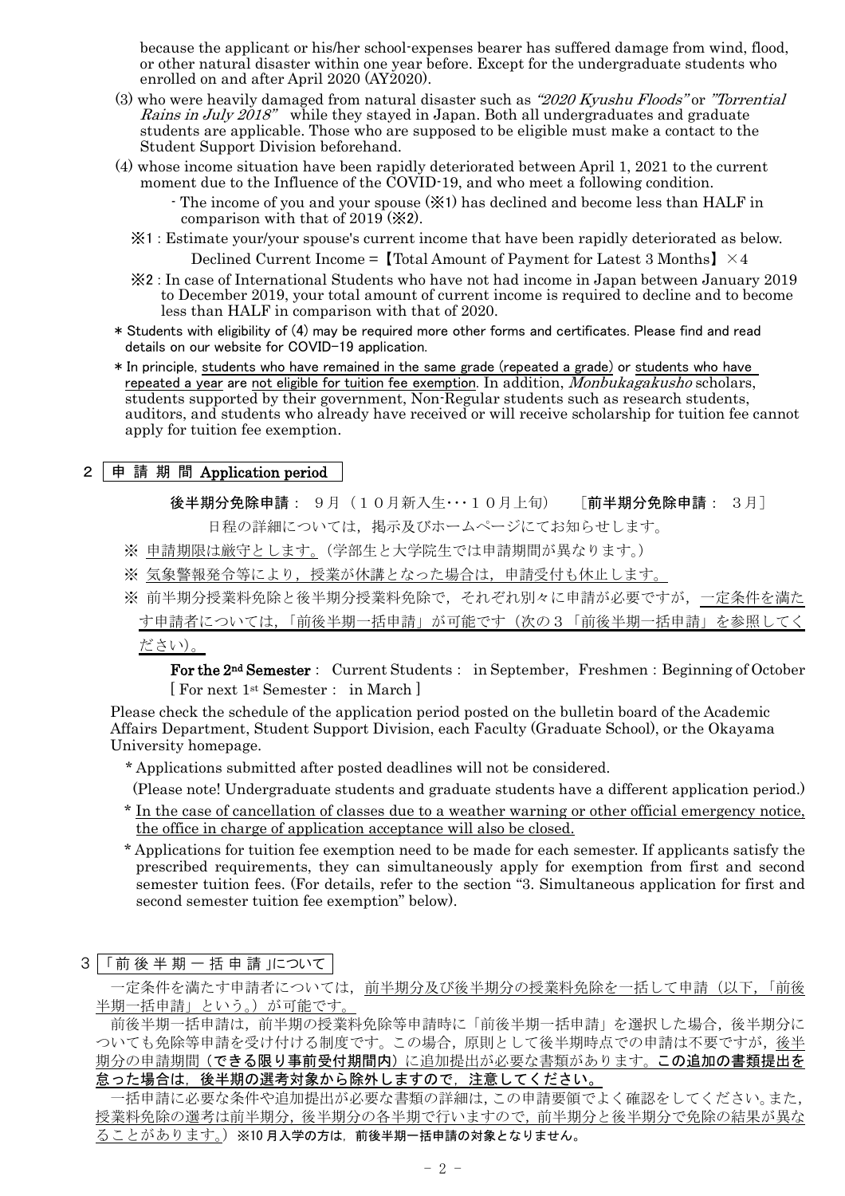because the applicant or his/her school-expenses bearer has suffered damage from wind, flood, or other natural disaster within one year before. Except for the undergraduate students who enrolled on and after April 2020 (AY2020).

(3) who were heavily damaged from natural disaster such as *"2020 Kyushu Floods"* or *"Torrential Rains in July 2018"* while they stayed in Japan. Both all undergraduates and graduate students are applicable. Those who are supposed to be eligible must make a contact to the Student Support Division beforehand.

(4) whose income situation have been rapidly deteriorated between April 1, 2021 to the current moment due to the Influence of the COVID-19, and who meet a following condition.

- The income of you and your spouse (※1) has declined and become less than HALF in comparison with that of 2019 (※2).

※1 : Estimate your/your spouse's current income that have been rapidly deteriorated as below.

Declined Current Income =【Total Amount of Payment for Latest 3 Months】×4

※2 : In case of International Students who have not had income in Japan between January 2019 to December 2019, your total amount of current income is required to decline and to become less than HALF in comparison with that of 2020.

* Students with eligibility of (4) may be required more other forms and certificates. Please find and read details on our website for COVID-19 application.

* In principle, students who have remained in the same grade (repeated a grade) or students who have repeated a year are not eligible for tuition fee exemption. In addition, *Monbukagakusho* scholars, students supported by their government, Non-Regular students such as research students, auditors, and students who already have received or will receive scholarship for tuition fee cannot apply for tuition fee exemption.

## 2 申 請 期 間 Application period

**後半期分免除申請**： 9月（１０月新入生・・・１０月上旬）　［**前半期分免除申請**： 3月］

日程の詳細については，掲示及びホームページにてお知らせします。

※ 申請期限は厳守とします。（学部生と大学院生では申請期間が異なります。）

※ 気象警報発令等により，授業が休講となった場合は，申請受付も休止します。

※ 前半期分授業料免除と後半期分授業料免除で，それぞれ別々に申請が必要ですが，一定条件を満たす申請者については，「前後半期一括申請」が可能です（次の３「前後半期一括申請」を参照してください）。

**For the 2nd Semester**： Current Students： in September，Freshmen：Beginning of October [ For next 1st Semester： in March ]

Please check the schedule of the application period posted on the bulletin board of the Academic Affairs Department, Student Support Division, each Faculty (Graduate School), or the Okayama University homepage.

* Applications submitted after posted deadlines will not be considered.
(Please note! Undergraduate students and graduate students have a different application period.)

* In the case of cancellation of classes due to a weather warning or other official emergency notice, the office in charge of application acceptance will also be closed.

* Applications for tuition fee exemption need to be made for each semester. If applicants satisfy the prescribed requirements, they can simultaneously apply for exemption from first and second semester tuition fees. (For details, refer to the section "3. Simultaneous application for first and second semester tuition fee exemption" below).

## 3 「前 後 半 期 一 括 申 請」について

一定条件を満たす申請者については，前半期分及び後半期分の授業料免除を一括して申請（以下，「前後半期一括申請」という。）が可能です。

前後半期一括申請は，前半期の授業料免除等申請時に「前後半期一括申請」を選択した場合，後半期分についても免除等申請を受け付ける制度です。この場合，原則として後半期時点での申請は不要ですが，後半期分の申請期間（**できる限り事前受付期間内**）に追加提出が必要な書類があります。**この追加の書類提出を怠った場合は，後半期の選考対象から除外しますので，注意してください。**

一括申請に必要な条件や追加提出が必要な書類の詳細は，この申請要領でよく確認をしてください。また，授業料免除の選考は前半期分，後半期分の各半期で行いますので，前半期分と後半期分で免除の結果が異なることがあります。）**※10 月入学の方は，前後半期一括申請の対象となりません。**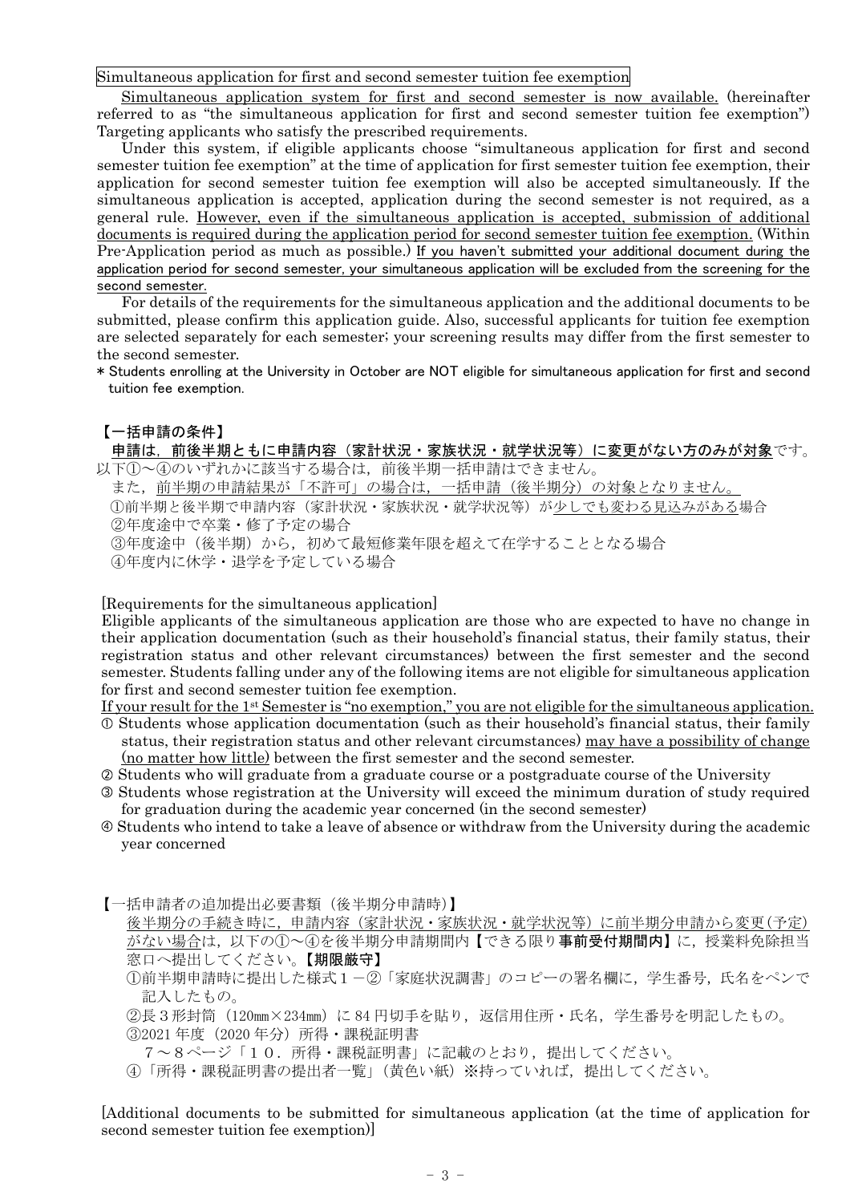## Simultaneous application for first and second semester tuition fee exemption

Simultaneous application system for first and second semester is now available. (hereinafter referred to as "the simultaneous application for first and second semester tuition fee exemption") Targeting applicants who satisfy the prescribed requirements.

Under this system, if eligible applicants choose "simultaneous application for first and second semester tuition fee exemption" at the time of application for first semester tuition fee exemption, their application for second semester tuition fee exemption will also be accepted simultaneously. If the simultaneous application is accepted, application during the second semester is not required, as a general rule. However, even if the simultaneous application is accepted, submission of additional documents is required during the application period for second semester tuition fee exemption. (Within Pre-Application period as much as possible.) If you haven't submitted your additional document during the application period for second semester, your simultaneous application will be excluded from the screening for the second semester.

For details of the requirements for the simultaneous application and the additional documents to be submitted, please confirm this application guide. Also, successful applicants for tuition fee exemption are selected separately for each semester; your screening results may differ from the first semester to the second semester.

* Students enrolling at the University in October are NOT eligible for simultaneous application for first and second tuition fee exemption.

### 【一括申請の条件】

**申請は，前後半期ともに申請内容（家計状況・家族状況・就学状況等）に変更がない方のみが対象**です。以下①～④のいずれかに該当する場合は，前後半期一括申請はできません。

また，前半期の申請結果が「不許可」の場合は，一括申請（後半期分）の対象となりません。

①前半期と後半期で申請内容（家計状況・家族状況・就学状況等）が少しでも変わる見込みがある場合
②年度途中で卒業・修了予定の場合
③年度途中（後半期）から，初めて最短修業年限を超えて在学することとなる場合
④年度内に休学・退学を予定している場合

### [Requirements for the simultaneous application]

Eligible applicants of the simultaneous application are those who are expected to have no change in their application documentation (such as their household's financial status, their family status, their registration status and other relevant circumstances) between the first semester and the second semester. Students falling under any of the following items are not eligible for simultaneous application for first and second semester tuition fee exemption.

If your result for the 1st Semester is "no exemption," you are not eligible for the simultaneous application.

① Students whose application documentation (such as their household's financial status, their family status, their registration status and other relevant circumstances) may have a possibility of change (no matter how little) between the first semester and the second semester.
② Students who will graduate from a graduate course or a postgraduate course of the University
③ Students whose registration at the University will exceed the minimum duration of study required for graduation during the academic year concerned (in the second semester)
④ Students who intend to take a leave of absence or withdraw from the University during the academic year concerned

### 【一括申請者の追加提出必要書類（後半期分申請時）】

後半期分の手続き時に，申請内容（家計状況・家族状況・就学状況等）に前半期分申請から変更(予定)がない場合は，以下の①～④を後半期分申請期間内【できる限り**事前受付期間内**】に，授業料免除担当窓口へ提出してください。**【期限厳守】**

①前半期申請時に提出した様式１－②「家庭状況調書」のコピーの署名欄に，学生番号，氏名をペンで記入したもの。
②長３形封筒（120㎜×234㎜）に 84 円切手を貼り，返信用住所・氏名，学生番号を明記したもの。
③2021 年度（2020 年分）所得・課税証明書
　7～8ページ「１０．所得・課税証明書」に記載のとおり，提出してください。
④「所得・課税証明書の提出者一覧」(黄色い紙) ※持っていれば，提出してください。

### [Additional documents to be submitted for simultaneous application (at the time of application for second semester tuition fee exemption)]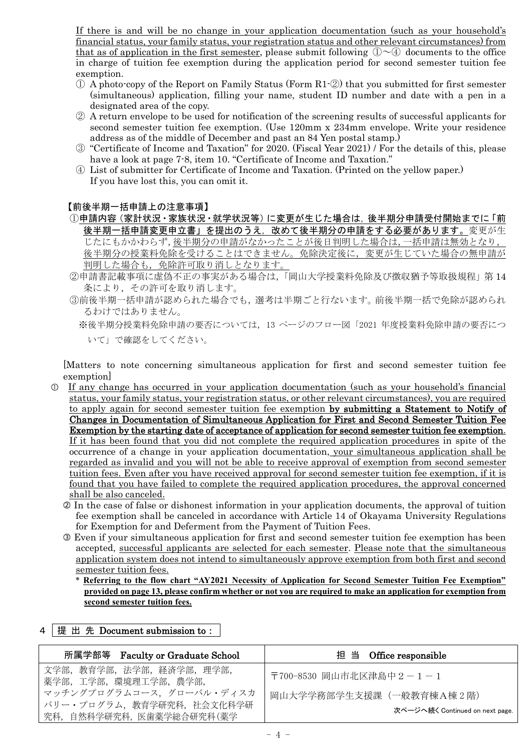If there is and will be no change in your application documentation (such as your household's financial status, your family status, your registration status and other relevant circumstances) from that as of application in the first semester, please submit following ①～④ documents to the office in charge of tuition fee exemption during the application period for second semester tuition fee exemption.

① A photo-copy of the Report on Family Status (Form R1-②) that you submitted for first semester (simultaneous) application, filling your name, student ID number and date with a pen in a designated area of the copy.

② A return envelope to be used for notification of the screening results of successful applicants for second semester tuition fee exemption. (Use 120mm x 234mm envelope. Write your residence address as of the middle of December and past an 84 Yen postal stamp.)

③ "Certificate of Income and Taxation" for 2020. (Fiscal Year 2021) / For the details of this, please have a look at page 7-8, item 10. "Certificate of Income and Taxation."

④ List of submitter for Certificate of Income and Taxation. (Printed on the yellow paper.) If you have lost this, you can omit it.

**【前後半期一括申請上の注意事項】**

①**申請内容（家計状況・家族状況・就学状況等）に変更が生じた場合は，後半期分申請受付開始までに「前後半期一括申請変更申立書」を提出のうえ，改めて後半期分の申請をする必要があります。**変更が生じたにもかかわらず，後半期分の申請がなかったことが後日判明した場合は，一括申請は無効となり，後半期分の授業料免除を受けることはできません。免除決定後に，変更が生じていた場合の無申請が判明した場合も，免除許可取り消しとなります。

②申請書記載事項に虚偽不正の事実がある場合は，「岡山大学授業料免除及び徴収猶予等取扱規程」第14条により，その許可を取り消します。

③前後半期一括申請が認められた場合でも，選考は半期ごと行ないます。前後半期一括で免除が認められるわけではありません。

※後半期分授業料免除申請の要否については，13 ページのフロー図「2021 年度授業料免除申請の要否について」で確認をしてください。

[Matters to note concerning simultaneous application for first and second semester tuition fee exemption]

① If any change has occurred in your application documentation (such as your household's financial status, your family status, your registration status, or other relevant circumstances), you are required to apply again for second semester tuition fee exemption **by submitting a Statement to Notify of Changes in Documentation of Simultaneous Application for First and Second Semester Tuition Fee Exemption by the starting date of acceptance of application for second semester tuition fee exemption**. If it has been found that you did not complete the required application procedures in spite of the occurrence of a change in your application documentation, your simultaneous application shall be regarded as invalid and you will not be able to receive approval of exemption from second semester tuition fees. Even after you have received approval for second semester tuition fee exemption, if it is found that you have failed to complete the required application procedures, the approval concerned shall be also canceled.

② In the case of false or dishonest information in your application documents, the approval of tuition fee exemption shall be canceled in accordance with Article 14 of Okayama University Regulations for Exemption for and Deferment from the Payment of Tuition Fees.

③ Even if your simultaneous application for first and second semester tuition fee exemption has been accepted, successful applicants are selected for each semester. Please note that the simultaneous application system does not intend to simultaneously approve exemption from both first and second semester tuition fees.

\* **Referring to the flow chart "AY2021 Necessity of Application for Second Semester Tuition Fee Exemption" provided on page 13, please confirm whether or not you are required to make an application for exemption from second semester tuition fees.**

## 4 提 出 先 Document submission to :

| 所属学部等　Faculty or Graduate School | 担 当　Office responsible |
|---|---|
| 文学部，教育学部，法学部，経済学部，理学部，薬学部，工学部，環境理工学部，農学部，マッチングプログラムコース，グローバル・ディスカバリー・プログラム，教育学研究科，社会文化科学研究科，自然科学研究科，医歯薬学総合研究科（薬学 | 〒700-8530 岡山市北区津島中２－１－１<br>岡山大学学務部学生支援課（一般教育棟Ａ棟２階）<br>次ページへ続く Continued on next page. |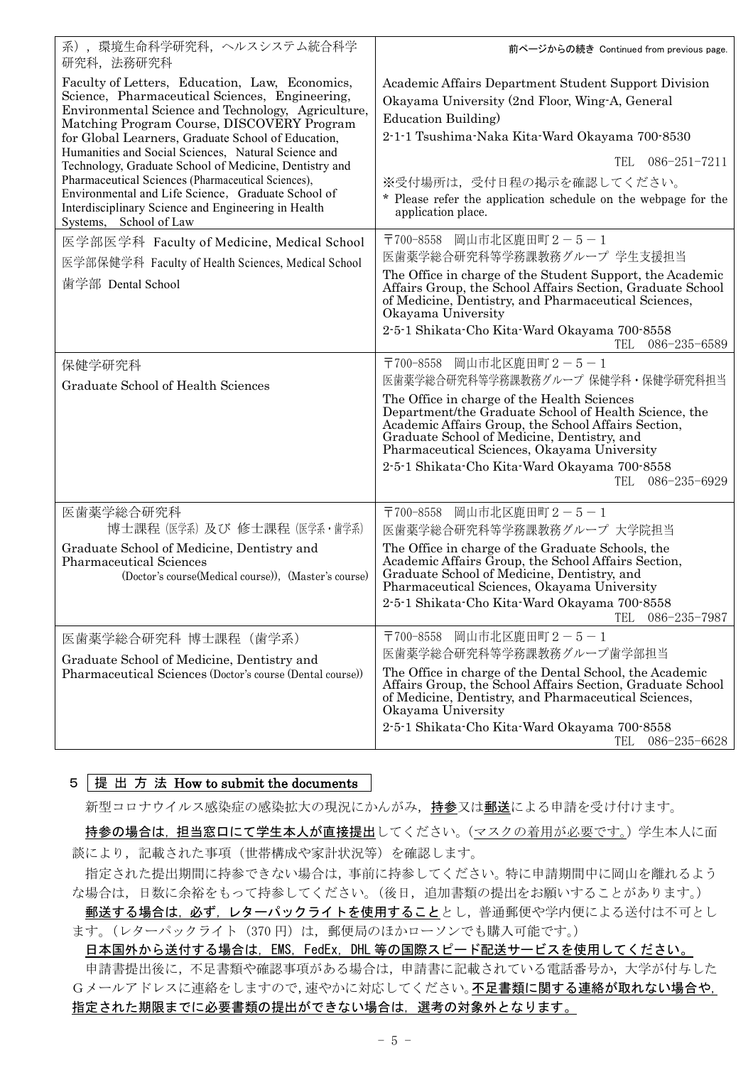| | 前ページからの続き Continued from previous page. |
|---|---|
| 系），環境生命科学研究科，ヘルスシステム統合科学研究科，法務研究科<br>Faculty of Letters, Education, Law, Economics, Science, Pharmaceutical Sciences, Engineering, Environmental Science and Technology, Agriculture, Matching Program Course, DISCOVERY Program for Global Learners, Graduate School of Education, Humanities and Social Sciences, Natural Science and Technology, Graduate School of Medicine, Dentistry and Pharmaceutical Sciences (Pharmaceutical Sciences), Environmental and Life Science, Graduate School of Interdisciplinary Science and Engineering in Health Systems, School of Law | Academic Affairs Department Student Support Division Okayama University (2nd Floor, Wing-A, General Education Building)<br>2-1-1 Tsushima-Naka Kita-Ward Okayama 700-8530<br>TEL 086-251-7211<br>※受付場所は，受付日程の掲示を確認してください。<br>* Please refer the application schedule on the webpage for the application place. |
| 医学部医学科 Faculty of Medicine, Medical School<br>医学部保健学科 Faculty of Health Sciences, Medical School<br>歯学部 Dental School | 〒700-8558 岡山市北区鹿田町２－５－１<br>医歯薬学総合研究科等学務課教務グループ 学生支援担当<br>The Office in charge of the Student Support, the Academic Affairs Group, the School Affairs Section, Graduate School of Medicine, Dentistry, and Pharmaceutical Sciences, Okayama University<br>2-5-1 Shikata-Cho Kita-Ward Okayama 700-8558<br>TEL 086-235-6589 |
| 保健学研究科<br>Graduate School of Health Sciences | 〒700-8558 岡山市北区鹿田町２－５－１<br>医歯薬学総合研究科等学務課教務グループ 保健学科・保健学研究科担当<br>The Office in charge of the Health Sciences Department/the Graduate School of Health Science, the Academic Affairs Group, the School Affairs Section, Graduate School of Medicine, Dentistry, and Pharmaceutical Sciences, Okayama University<br>2-5-1 Shikata-Cho Kita-Ward Okayama 700-8558<br>TEL 086-235-6929 |
| 医歯薬学総合研究科<br>博士課程（医学系）及び 修士課程（医学系・歯学系）<br>Graduate School of Medicine, Dentistry and Pharmaceutical Sciences<br>(Doctor's course(Medical course)), (Master's course) | 〒700-8558 岡山市北区鹿田町２－５－１<br>医歯薬学総合研究科等学務課教務グループ 大学院担当<br>The Office in charge of the Graduate Schools, the Academic Affairs Group, the School Affairs Section, Graduate School of Medicine, Dentistry, and Pharmaceutical Sciences, Okayama University<br>2-5-1 Shikata-Cho Kita-Ward Okayama 700-8558<br>TEL 086-235-7987 |
| 医歯薬学総合研究科 博士課程（歯学系）<br>Graduate School of Medicine, Dentistry and Pharmaceutical Sciences (Doctor's course (Dental course)) | 〒700-8558 岡山市北区鹿田町２－５－１<br>医歯薬学総合研究科等学務課教務グループ歯学部担当<br>The Office in charge of the Dental School, the Academic Affairs Group, the School Affairs Section, Graduate School of Medicine, Dentistry, and Pharmaceutical Sciences, Okayama University<br>2-5-1 Shikata-Cho Kita-Ward Okayama 700-8558<br>TEL 086-235-6628 |

## 5 提 出 方 法 How to submit the documents

新型コロナウイルス感染症の感染拡大の現況にかんがみ，持参又は郵送による申請を受け付けます。

持参の場合は，担当窓口にて学生本人が直接提出してください。（マスクの着用が必要です。）学生本人に面談により，記載された事項（世帯構成や家計状況等）を確認します。

指定された提出期間に持参できない場合は，事前に持参してください。特に申請期間中に岡山を離れるような場合は，日数に余裕をもって持参してください。（後日，追加書類の提出をお願いすることがあります。）

郵送する場合は，必ず，レターパックライトを使用することとし，普通郵便や学内便による送付は不可とします。（レターパックライト（370 円）は，郵便局のほかローソンでも購入可能です。）

日本国外から送付する場合は，EMS，FedEx，DHL 等の国際スピード配送サービスを使用してください。

申請書提出後に，不足書類や確認事項がある場合は，申請書に記載されている電話番号か，大学が付与したＧメールアドレスに連絡をしますので，速やかに対応してください。不足書類に関する連絡が取れない場合や，指定された期限までに必要書類の提出ができない場合は，選考の対象外となります。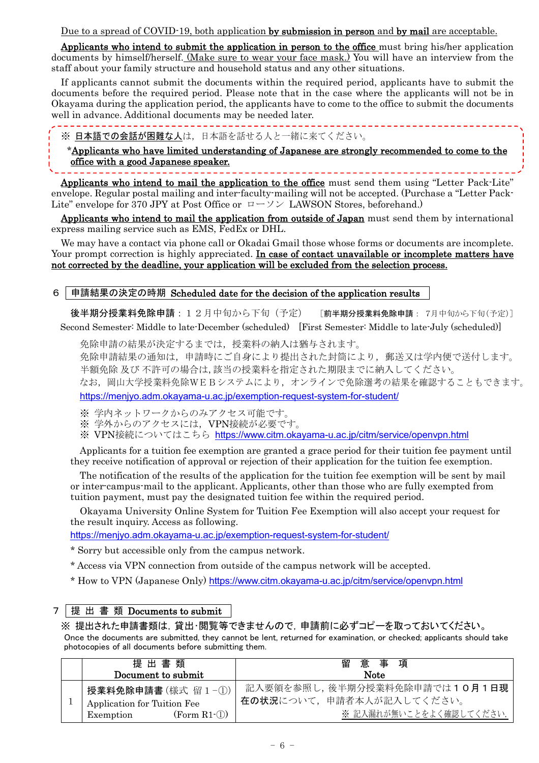Due to a spread of COVID-19, both application **by submission in person** and **by mail** are acceptable.

**Applicants who intend to submit the application in person to the office** must bring his/her application documents by himself/herself. (Make sure to wear your face mask.) You will have an interview from the staff about your family structure and household status and any other situations.

If applicants cannot submit the documents within the required period, applicants have to submit the documents before the required period. Please note that in the case where the applicants will not be in Okayama during the application period, the applicants have to come to the office to submit the documents well in advance. Additional documents may be needed later.

※ 日本語での会話が困難な人は，日本語を話せる人と一緒に来てください。

*Applicants who have limited understanding of Japanese are strongly recommended to come to the office with a good Japanese speaker.

**Applicants who intend to mail the application to the office** must send them using "Letter Pack-Lite" envelope. Regular postal mailing and inter-faculty-mailing will not be accepted. (Purchase a "Letter Pack-Lite" envelope for 370 JPY at Post Office or ローソン LAWSON Stores, beforehand.)

**Applicants who intend to mail the application from outside of Japan** must send them by international express mailing service such as EMS, FedEx or DHL.

We may have a contact via phone call or Okadai Gmail those whose forms or documents are incomplete. Your prompt correction is highly appreciated. **In case of contact unavailable or incomplete matters have not corrected by the deadline, your application will be excluded from the selection process.**

## ６ 申請結果の決定の時期 Scheduled date for the decision of the application results

**後半期分授業料免除申請**：１２月中旬から下旬（予定）　［**前半期分授業料免除申請**： 7月中旬から下旬(予定)］
Second Semester: Middle to late-December (scheduled)　[First Semester: Middle to late-July (scheduled)]

免除申請の結果が決定するまでは，授業料の納入は猶与されます。
免除申請結果の通知は，申請時にご自身により提出された封筒により，郵送又は学内便で送付します。
半額免除 及び 不許可の場合は，該当の授業料を指定された期限までに納入してください。
なお，岡山大学授業料免除ＷＥＢシステムにより，オンラインで免除選考の結果を確認することもできます。
https://menjyo.adm.okayama-u.ac.jp/exemption-request-system-for-student/

※ 学内ネットワークからのみアクセス可能です。
※ 学外からのアクセスには，VPN接続が必要です。
※ VPN接続についてはこちら https://www.citm.okayama-u.ac.jp/citm/service/openvpn.html

Applicants for a tuition fee exemption are granted a grace period for their tuition fee payment until they receive notification of approval or rejection of their application for the tuition fee exemption.

The notification of the results of the application for the tuition fee exemption will be sent by mail or inter-campus-mail to the applicant. Applicants, other than those who are fully exempted from tuition payment, must pay the designated tuition fee within the required period.

Okayama University Online System for Tuition Fee Exemption will also accept your request for the result inquiry. Access as following.

https://menjyo.adm.okayama-u.ac.jp/exemption-request-system-for-student/

* Sorry but accessible only from the campus network.
* Access via VPN connection from outside of the campus network will be accepted.
* How to VPN (Japanese Only) https://www.citm.okayama-u.ac.jp/citm/service/openvpn.html

## ７ 提 出 書 類 Documents to submit

**※ 提出された申請書類は，貸出･閲覧等できませんので，申請前に必ずコピーを取っておいてください。**
Once the documents are submitted, they cannot be lent, returned for examination, or checked; applicants should take photocopies of all documents before submitting them.

| | 提 出 書 類<br>Document to submit | 留 意 事 項<br>Note |
|---|---|---|
| 1 | **授業料免除申請書**（様式 留１－①）<br>Application for Tuition Fee Exemption (Form R1-①) | 記入要領を参照し，後半期分授業料免除申請では**１０月１日現在の状況**について，申請者本人が記入してください。<br>※ 記入漏れが無いことをよく確認してください。 |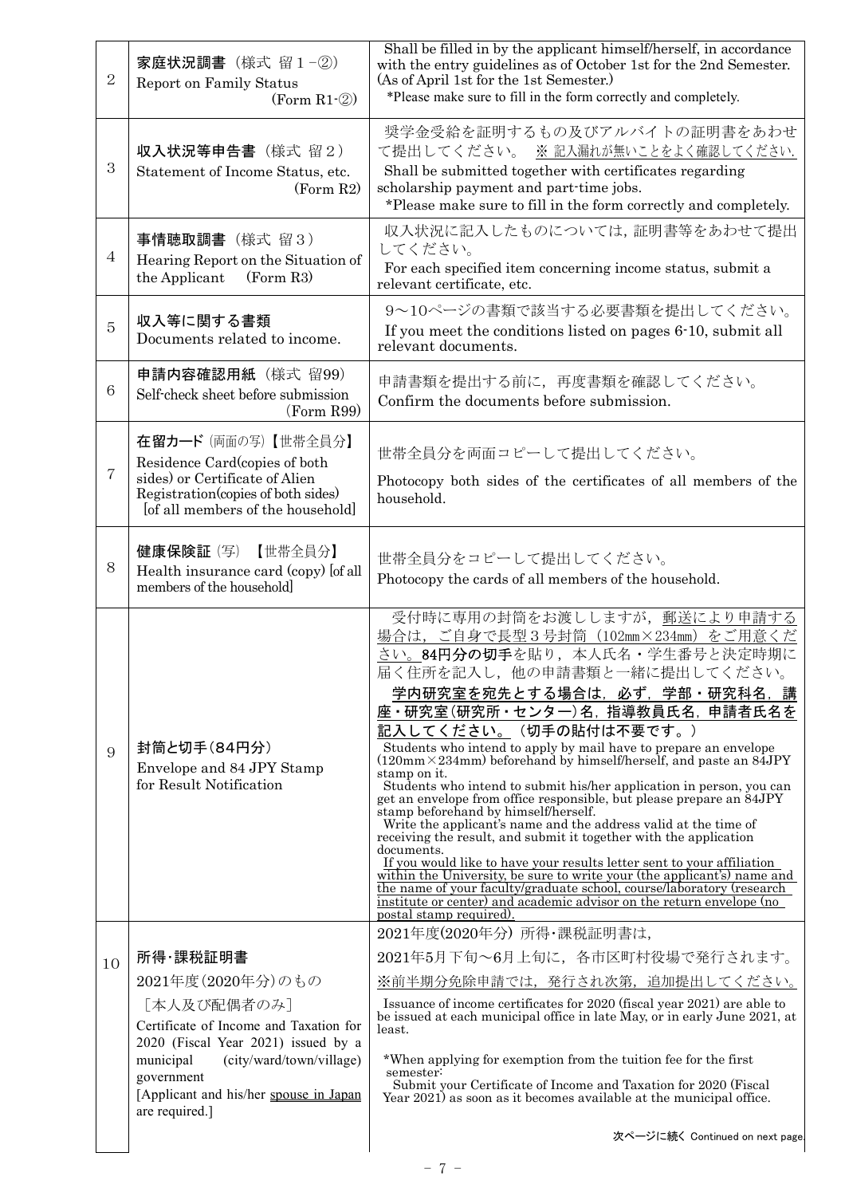| | | |
|---|---|---|
| 2 | 家庭状況調書（様式 留１−②）<br>Report on Family Status (Form R1-②) | Shall be filled in by the applicant himself/herself, in accordance with the entry guidelines as of October 1st for the 2nd Semester. (As of April 1st for the 1st Semester.)<br>*Please make sure to fill in the form correctly and completely. |
| 3 | 収入状況等申告書（様式 留２）<br>Statement of Income Status, etc. (Form R2) | 奨学金受給を証明するもの及びアルバイトの証明書をあわせて提出してください。 ※ 記入漏れが無いことをよく確認してください.<br>Shall be submitted together with certificates regarding scholarship payment and part-time jobs.<br>*Please make sure to fill in the form correctly and completely. |
| 4 | 事情聴取調書（様式 留３）<br>Hearing Report on the Situation of the Applicant (Form R3) | 収入状況に記入したものについては，証明書等をあわせて提出してください。<br>For each specified item concerning income status, submit a relevant certificate, etc. |
| 5 | 収入等に関する書類<br>Documents related to income. | 9～10ページの書類で該当する必要書類を提出してください。<br>If you meet the conditions listed on pages 6-10, submit all relevant documents. |
| 6 | 申請内容確認用紙（様式 留99）<br>Self-check sheet before submission (Form R99) | 申請書類を提出する前に，再度書類を確認してください。<br>Confirm the documents before submission. |
| 7 | 在留カード（両面の写）【世帯全員分】<br>Residence Card(copies of both sides) or Certificate of Alien Registration(copies of both sides) [of all members of the household] | 世帯全員分を両面コピーして提出してください。<br>Photocopy both sides of the certificates of all members of the household. |
| 8 | 健康保険証（写）【世帯全員分】<br>Health insurance card (copy) [of all members of the household] | 世帯全員分をコピーして提出してください。<br>Photocopy the cards of all members of the household. |
| 9 | 封筒と切手（84円分）<br>Envelope and 84 JPY Stamp for Result Notification | 受付時に専用の封筒をお渡ししますが，郵送により申請する場合は，ご自身で長型３号封筒（102㎜×234㎜）をご用意ください。**84円分の切手**を貼り，本人氏名・学生番号と決定時期に届く住所を記入し，他の申請書類と一緒に提出してください。<br>**学内研究室を宛先とする場合は，必ず，学部・研究科名，講座・研究室（研究所・センター）名，指導教員氏名，申請者氏名を記入してください。**（切手の貼付は不要です。）<br>Students who intend to apply by mail have to prepare an envelope (120mm×234mm) beforehand by himself/herself, and paste an 84JPY stamp on it.<br>Students who intend to submit his/her application in person, you can get an envelope from office responsible, but please prepare an 84JPY stamp beforehand by himself/herself.<br>Write the applicant's name and the address valid at the time of receiving the result, and submit it together with the application documents.<br>If you would like to have your results letter sent to your affiliation within the University, be sure to write your (the applicant's) name and the name of your faculty/graduate school, course/laboratory (research institute or center) and academic advisor on the return envelope (no postal stamp required). |
| 10 | 所得･課税証明書<br>2021年度(2020年分)のもの<br>［本人及び配偶者のみ］<br>Certificate of Income and Taxation for 2020 (Fiscal Year 2021) issued by a municipal (city/ward/town/village) government<br>[Applicant and his/her spouse in Japan are required.] | 2021年度(2020年分) 所得･課税証明書は，<br>2021年5月下旬～6月上旬に，各市区町村役場で発行されます。<br>※前半期分免除申請では，発行され次第，追加提出してください。<br>Issuance of income certificates for 2020 (fiscal year 2021) are able to be issued at each municipal office in late May, or in early June 2021, at least.<br>*When applying for exemption from the tuition fee for the first semester:<br>Submit your Certificate of Income and Taxation for 2020 (Fiscal Year 2021) as soon as it becomes available at the municipal office.<br><br>次ページに続く Continued on next page. |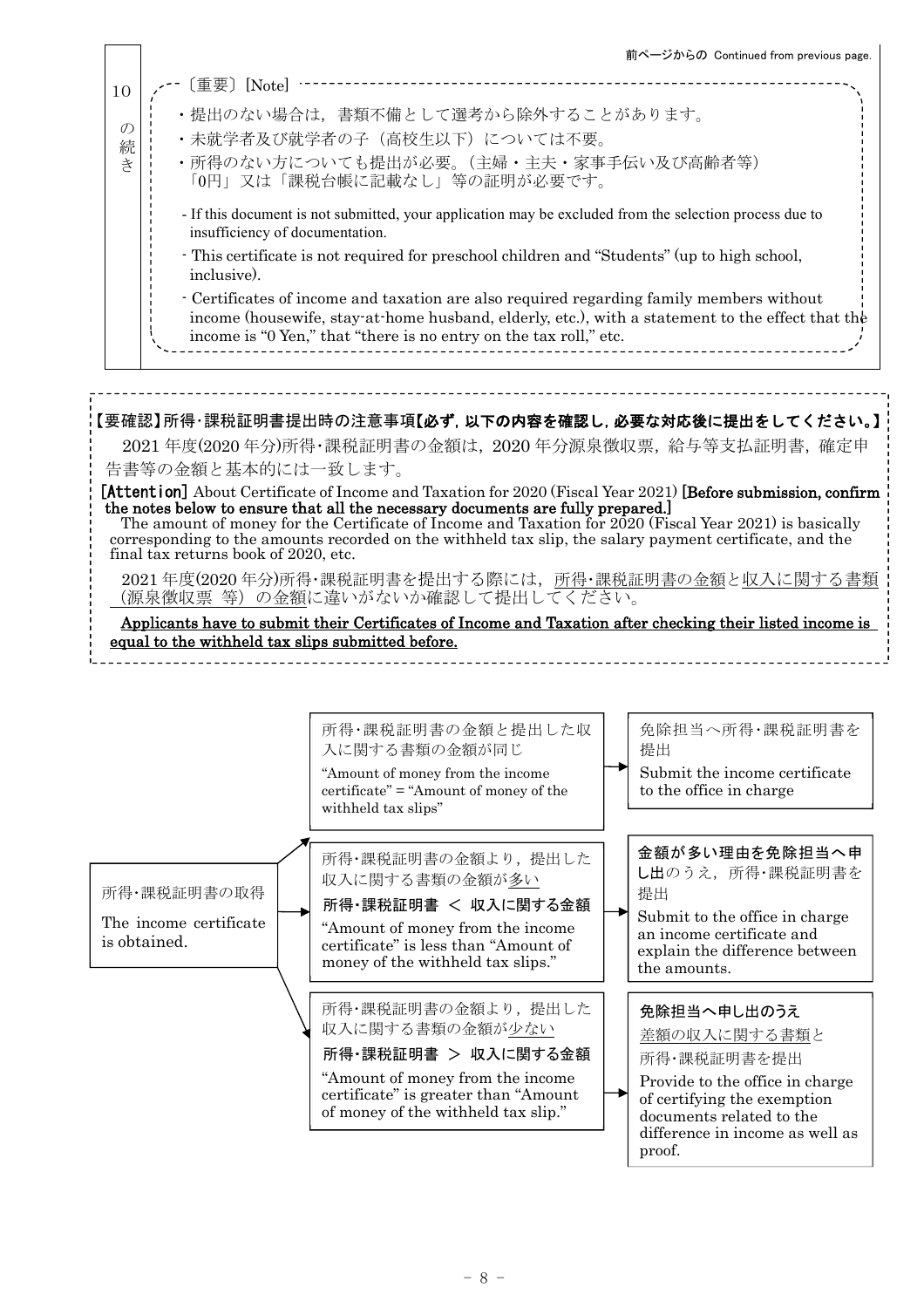前ページからの Continued from previous page.

| 10 の続き | 〔重要〕[Note]<br>・提出のない場合は，書類不備として選考から除外することがあります。<br>・未就学者及び就学者の子（高校生以下）については不要。<br>・所得のない方についても提出が必要。（主婦・主夫・家事手伝い及び高齢者等）「0円」又は「課税台帳に記載なし」等の証明が必要です。<br>- If this document is not submitted, your application may be excluded from the selection process due to insufficiency of documentation.<br>- This certificate is not required for preschool children and "Students" (up to high school, inclusive).<br>- Certificates of income and taxation are also required regarding family members without income (housewife, stay-at-home husband, elderly, etc.), with a statement to the effect that the income is "0 Yen," that "there is no entry on the tax roll," etc. |
|---|---|

**【要確認】所得･課税証明書提出時の注意事項【必ず，以下の内容を確認し，必要な対応後に提出をしてください。】**

2021 年度(2020 年分)所得･課税証明書の金額は，2020 年分源泉徴収票，給与等支払証明書，確定申告書等の金額と基本的には一致します。

**[Attention]** About Certificate of Income and Taxation for 2020 (Fiscal Year 2021) **[Before submission, confirm the notes below to ensure that all the necessary documents are fully prepared.]**

The amount of money for the Certificate of Income and Taxation for 2020 (Fiscal Year 2021) is basically corresponding to the amounts recorded on the withheld tax slip, the salary payment certificate, and the final tax returns book of 2020, etc.

2021 年度(2020 年分)所得･課税証明書を提出する際には，所得･課税証明書の金額と収入に関する書類（源泉徴収票 等）の金額に違いがないか確認して提出してください。

**Applicants have to submit their Certificates of Income and Taxation after checking their listed income is equal to the withheld tax slips submitted before.**

| 所得･課税証明書の取得<br>The income certificate is obtained. | 条件 / Condition | 対応 / Action |
|---|---|---|
| → | 所得･課税証明書の金額と提出した収入に関する書類の金額が同じ<br>"Amount of money from the income certificate" = "Amount of money of the withheld tax slips" | 免除担当へ所得･課税証明書を提出<br>Submit the income certificate to the office in charge |
| → | 所得･課税証明書の金額より，提出した収入に関する書類の金額が多い<br>**所得･課税証明書 ＜ 収入に関する金額**<br>"Amount of money from the income certificate" is less than "Amount of money of the withheld tax slips." | **金額が多い理由を免除担当へ申し出**のうえ，所得･課税証明書を提出<br>Submit to the office in charge an income certificate and explain the difference between the amounts. |
| → | 所得･課税証明書の金額より，提出した収入に関する書類の金額が少ない<br>**所得･課税証明書 ＞ 収入に関する金額**<br>"Amount of money from the income certificate" is greater than "Amount of money of the withheld tax slip." | **免除担当へ申し出のうえ**<br>差額の収入に関する書類と<br>所得･課税証明書を提出<br>Provide to the office in charge of certifying the exemption documents related to the difference in income as well as proof. |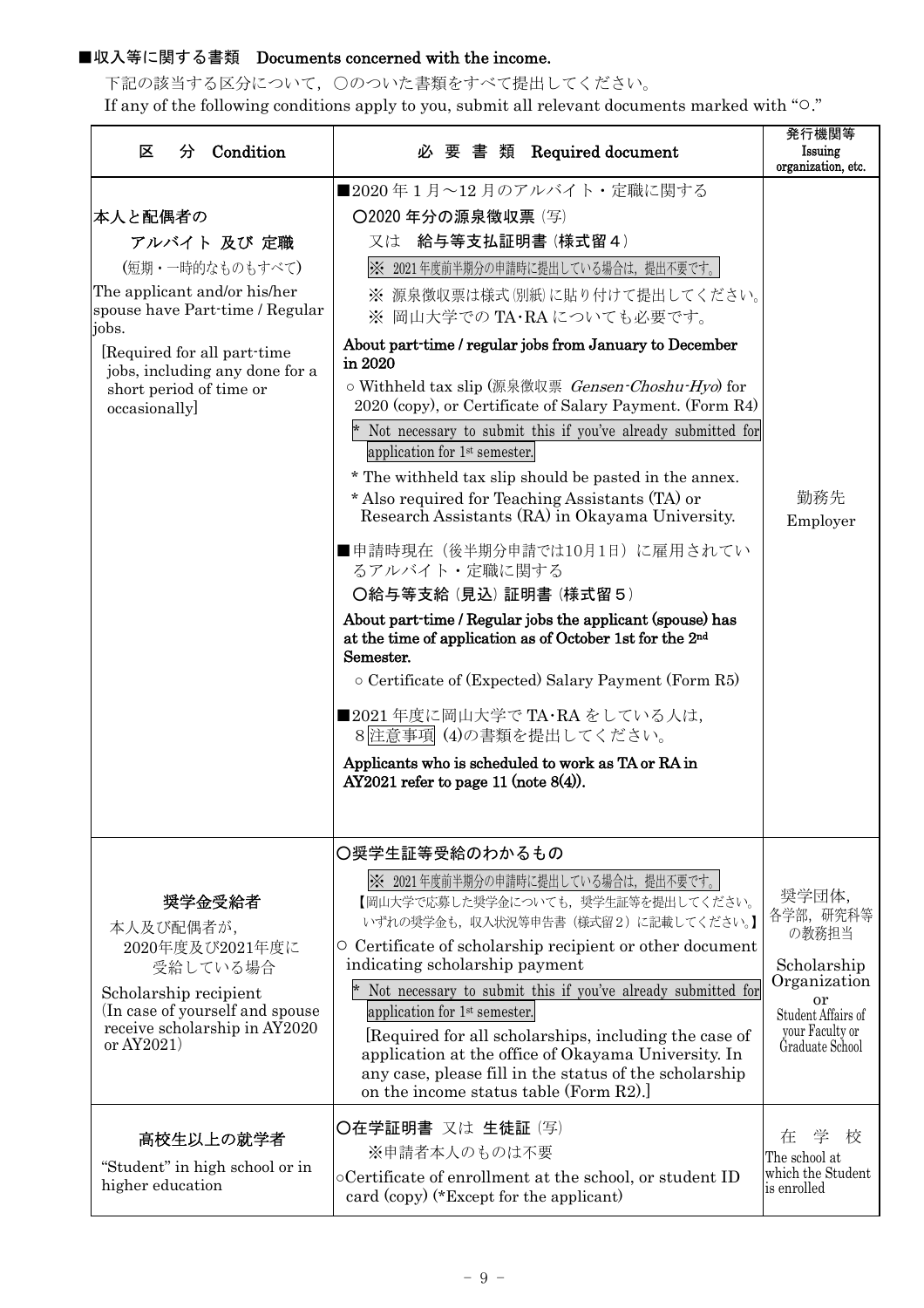■収入等に関する書類　Documents concerned with the income.

下記の該当する区分について，○のついた書類をすべて提出してください。

If any of the following conditions apply to you, submit all relevant documents marked with "○."

| 区　分　Condition | 必 要 書 類　Required document | 発行機関等 Issuing organization, etc. |
|---|---|---|
| 本人と配偶者の<br>アルバイト 及び 定職<br>(短期・一時的なものもすべて)<br>The applicant and/or his/her spouse have Part-time / Regular jobs.<br>[Required for all part-time jobs, including any done for a short period of time or occasionally] | ■2020 年 1 月～12 月のアルバイト・定職に関する<br>○2020 年分の源泉徴収票 (写)<br>又は　給与等支払証明書 (様式留４)<br>※ 2021 年度前半期分の申請時に提出している場合は，提出不要です。<br>※ 源泉徴収票は様式(別紙)に貼り付けて提出してください。<br>※ 岡山大学での TA･RA についても必要です。<br>About part-time / regular jobs from January to December in 2020<br>○ Withheld tax slip (源泉徴収票 *Gensen-Choshu-Hyo*) for 2020 (copy), or Certificate of Salary Payment. (Form R4)<br>* Not necessary to submit this if you've already submitted for application for 1st semester.<br>* The withheld tax slip should be pasted in the annex.<br>* Also required for Teaching Assistants (TA) or Research Assistants (RA) in Okayama University.<br>■申請時現在（後半期分申請では10月1日）に雇用されているアルバイト・定職に関する<br>○給与等支給 (見込) 証明書 (様式留５)<br>About part-time / Regular jobs the applicant (spouse) has at the time of application as of October 1st for the 2nd Semester.<br>○ Certificate of (Expected) Salary Payment (Form R5)<br>■2021 年度に岡山大学で TA･RA をしている人は，<br>８注意事項 (4)の書類を提出してください。<br>Applicants who is scheduled to work as TA or RA in AY2021 refer to page 11 (note 8(4)). | 勤務先<br>Employer |
| 奨学金受給者<br>本人及び配偶者が，<br>2020年度及び2021年度に受給している場合<br>Scholarship recipient<br>(In case of yourself and spouse receive scholarship in AY2020 or AY2021) | ○奨学生証等受給のわかるもの<br>※ 2021 年度前半期分の申請時に提出している場合は，提出不要です。<br>【岡山大学で応募した奨学金についても，奨学生証等を提出してください。いずれの奨学金も，収入状況等申告書（様式留２）に記載してください。】<br>○ Certificate of scholarship recipient or other document indicating scholarship payment<br>* Not necessary to submit this if you've already submitted for application for 1st semester.<br>[Required for all scholarships, including the case of application at the office of Okayama University. In any case, please fill in the status of the scholarship on the income status table (Form R2).] | 奨学団体，<br>各学部，研究科等の教務担当<br>Scholarship Organization<br>or<br>Student Affairs of your Faculty or Graduate School |
| 高校生以上の就学者<br>"Student" in high school or in higher education | ○在学証明書 又は 生徒証 (写)<br>※申請者本人のものは不要<br>○Certificate of enrollment at the school, or student ID card (copy) (*Except for the applicant) | 在　学　校<br>The school at which the Student is enrolled |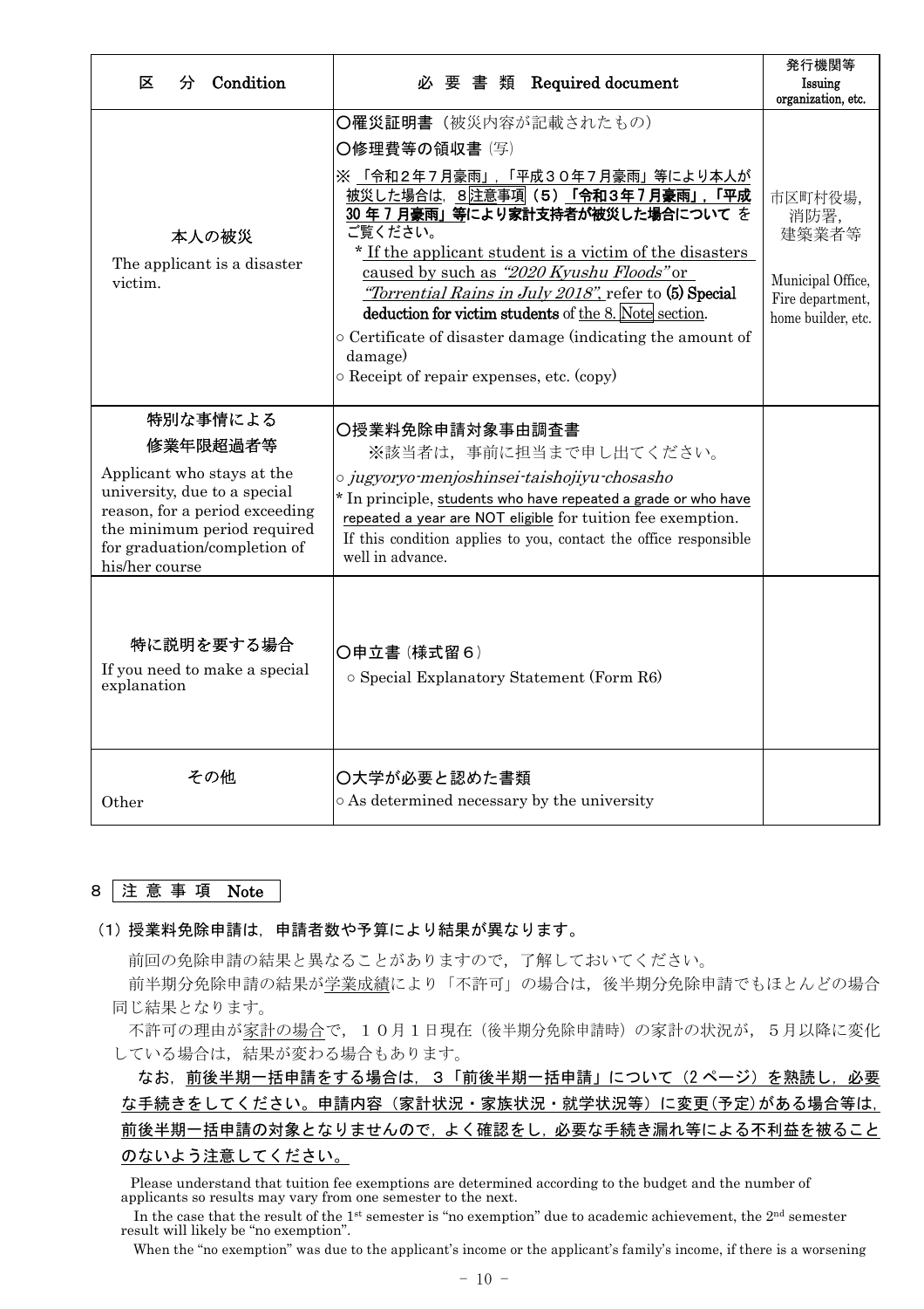| 区　分　Condition | 必 要 書 類　Required document | 発行機関等 Issuing organization, etc. |
|---|---|---|
| 本人の被災<br>The applicant is a disaster victim. | ○罹災証明書（被災内容が記載されたもの）<br>○修理費等の領収書（写）<br>※「令和２年７月豪雨」，「平成３０年７月豪雨」等により本人が被災した場合は，８注意事項（５）**「令和３年７月豪雨」，「平成30年７月豪雨」等により家計支持者が被災した場合について** をご覧ください。<br>* If the applicant student is a victim of the disasters caused by such as *"2020 Kyushu Floods"* or *"Torrential Rains in July 2018"*, refer to **(5) Special deduction for victim students** of the 8. Note section.<br>○ Certificate of disaster damage (indicating the amount of damage)<br>○ Receipt of repair expenses, etc. (copy) | 市区町村役場，消防署，建築業者等<br><br>Municipal Office, Fire department, home builder, etc. |
| 特別な事情による修業年限超過者等<br>Applicant who stays at the university, due to a special reason, for a period exceeding the minimum period required for graduation/completion of his/her course | ○授業料免除申請対象事由調査書<br>※該当者は，事前に担当まで申し出てください。<br>○ *jugyoryo-menjoshinsei-taishojiyu-chosasho*<br>* In principle, students who have repeated a grade or who have repeated a year are NOT eligible for tuition fee exemption.<br>If this condition applies to you, contact the office responsible well in advance. | |
| 特に説明を要する場合<br>If you need to make a special explanation | ○申立書（様式留６）<br>○ Special Explanatory Statement (Form R6) | |
| その他<br>Other | ○大学が必要と認めた書類<br>○ As determined necessary by the university | |

## ８ 注 意 事 項　Note

### （1）授業料免除申請は，申請者数や予算により結果が異なります。

前回の免除申請の結果と異なることがありますので，了解しておいてください。

前半期分免除申請の結果が学業成績により「不許可」の場合は，後半期分免除申請でもほとんどの場合同じ結果となります。

不許可の理由が家計の場合で，１０月１日現在（後半期分免除申請時）の家計の状況が，５月以降に変化している場合は，結果が変わる場合もあります。

なお，**前後半期一括申請をする場合は，３「前後半期一括申請」について（2 ページ）を熟読し，必要な手続きをしてください。申請内容（家計状況・家族状況・就学状況等）に変更(予定)がある場合等は，前後半期一括申請の対象となりませんので，よく確認をし，必要な手続き漏れ等による不利益を被ることのないよう注意してください。**

Please understand that tuition fee exemptions are determined according to the budget and the number of applicants so results may vary from one semester to the next.

In the case that the result of the 1st semester is "no exemption" due to academic achievement, the 2nd semester result will likely be "no exemption".

When the "no exemption" was due to the applicant's income or the applicant's family's income, if there is a worsening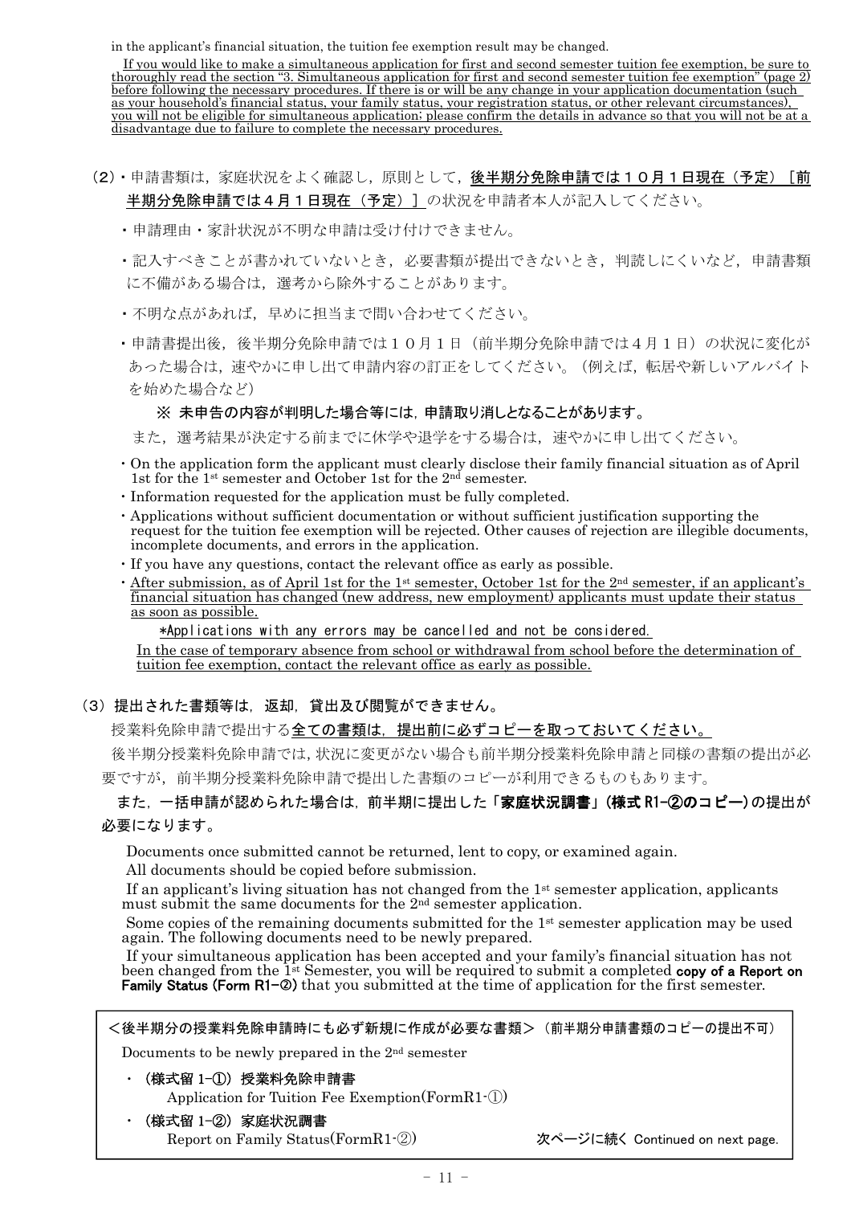in the applicant's financial situation, the tuition fee exemption result may be changed.

If you would like to make a simultaneous application for first and second semester tuition fee exemption, be sure to thoroughly read the section "3. Simultaneous application for first and second semester tuition fee exemption" (page 2) before following the necessary procedures. If there is or will be any change in your application documentation (such as your household's financial status, your family status, your registration status, or other relevant circumstances), you will not be eligible for simultaneous application; please confirm the details in advance so that you will not be at a disadvantage due to failure to complete the necessary procedures.

（2）・申請書類は，家庭状況をよく確認し，原則として，**後半期分免除申請では１０月１日現在（予定）［前半期分免除申請では４月１日現在（予定）］**の状況を申請者本人が記入してください。

- 申請理由・家計状況が不明な申請は受け付けできません。
- 記入すべきことが書かれていないとき，必要書類が提出できないとき，判読しにくいなど，申請書類に不備がある場合は，選考から除外することがあります。
- 不明な点があれば，早めに担当まで問い合わせてください。
- 申請書提出後，後半期分免除申請では１０月１日（前半期分免除申請では４月１日）の状況に変化があった場合は，速やかに申し出て申請内容の訂正をしてください。（例えば，転居や新しいアルバイトを始めた場合など）

**※ 未申告の内容が判明した場合等には，申請取り消しとなることがあります。**

また，選考結果が決定する前までに休学や退学をする場合は，速やかに申し出てください。

- On the application form the applicant must clearly disclose their family financial situation as of April 1st for the 1st semester and October 1st for the 2nd semester.
- Information requested for the application must be fully completed.
- Applications without sufficient documentation or without sufficient justification supporting the request for the tuition fee exemption will be rejected. Other causes of rejection are illegible documents, incomplete documents, and errors in the application.
- If you have any questions, contact the relevant office as early as possible.
- After submission, as of April 1st for the 1st semester, October 1st for the 2nd semester, if an applicant's financial situation has changed (new address, new employment) applicants must update their status as soon as possible.

*Applications with any errors may be cancelled and not be considered.

In the case of temporary absence from school or withdrawal from school before the determination of tuition fee exemption, contact the relevant office as early as possible.

**（3）提出された書類等は，返却，貸出及び閲覧ができません。**

授業料免除申請で提出する**全ての書類は，提出前に必ずコピーを取っておいてください。**

後半期分授業料免除申請では，状況に変更がない場合も前半期分授業料免除申請と同様の書類の提出が必要ですが，前半期分授業料免除申請で提出した書類のコピーが利用できるものもあります。

**また，一括申請が認められた場合は，前半期に提出した「家庭状況調書」（様式 R1-②のコピー）の提出が必要になります。**

Documents once submitted cannot be returned, lent to copy, or examined again.
All documents should be copied before submission.
If an applicant's living situation has not changed from the 1st semester application, applicants must submit the same documents for the 2nd semester application.
Some copies of the remaining documents submitted for the 1st semester application may be used again. The following documents need to be newly prepared.
If your simultaneous application has been accepted and your family's financial situation has not been changed from the 1st Semester, you will be required to submit a completed **copy of a Report on Family Status (Form R1-②)** that you submitted at the time of application for the first semester.

**＜後半期分の授業料免除申請時にも必ず新規に作成が必要な書類＞（前半期分申請書類のコピーの提出不可）**

Documents to be newly prepared in the 2nd semester

- **（様式留 1-①）授業料免除申請書**
  Application for Tuition Fee Exemption(FormR1-①)
- **（様式留 1-②）家庭状況調書**
  Report on Family Status(FormR1-②)

次ページに続く Continued on next page.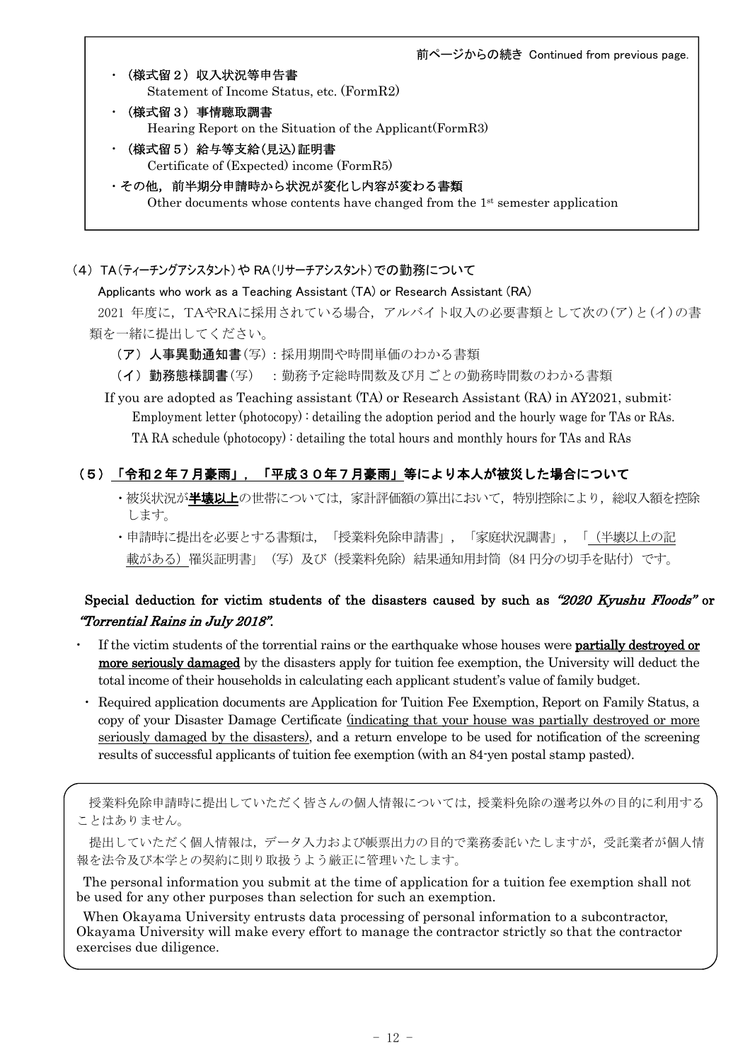前ページからの続き Continued from previous page.

- **（様式留２）収入状況等申告書**
  Statement of Income Status, etc. (FormR2)
- **（様式留３）事情聴取調書**
  Hearing Report on the Situation of the Applicant(FormR3)
- **（様式留５）給与等支給(見込)証明書**
  Certificate of (Expected) income (FormR5)
- **その他，前半期分申請時から状況が変化し内容が変わる書類**
  Other documents whose contents have changed from the 1st semester application

### （4）TA(ティーチングアシスタント)や RA(リサーチアシスタント)での勤務について

Applicants who work as a Teaching Assistant (TA) or Research Assistant (RA)

2021 年度に，TAやRAに採用されている場合，アルバイト収入の必要書類として次の(ア)と(イ)の書類を一緒に提出してください。

**（ア）人事異動通知書**(写)：採用期間や時間単価のわかる書類

**（イ）勤務態様調書**(写)　：勤務予定総時間数及び月ごとの勤務時間数のわかる書類

If you are adopted as Teaching assistant (TA) or Research Assistant (RA) in AY2021, submit:

Employment letter (photocopy) : detailing the adoption period and the hourly wage for TAs or RAs.

TA RA schedule (photocopy) : detailing the total hours and monthly hours for TAs and RAs

### （5）<u>「令和２年７月豪雨」，「平成３０年７月豪雨」</u>等により本人が被災した場合について

- 被災状況が<u>**半壊以上**</u>の世帯については，家計評価額の算出において，特別控除により，総収入額を控除します。
- 申請時に提出を必要とする書類は，「授業料免除申請書」，「家庭状況調書」，「<u>（半壊以上の記載がある）</u>罹災証明書」（写）及び（授業料免除）結果通知用封筒（84 円分の切手を貼付）です。

### Special deduction for victim students of the disasters caused by such as *"2020 Kyushu Floods"* or *"Torrential Rains in July 2018"*.

- If the victim students of the torrential rains or the earthquake whose houses were <u>**partially destroyed or more seriously damaged**</u> by the disasters apply for tuition fee exemption, the University will deduct the total income of their households in calculating each applicant student's value of family budget.
- Required application documents are Application for Tuition Fee Exemption, Report on Family Status, a copy of your Disaster Damage Certificate <u>(indicating that your house was partially destroyed or more seriously damaged by the disasters)</u>, and a return envelope to be used for notification of the screening results of successful applicants of tuition fee exemption (with an 84-yen postal stamp pasted).

授業料免除申請時に提出していただく皆さんの個人情報については，授業料免除の選考以外の目的に利用することはありません。

提出していただく個人情報は，データ入力および帳票出力の目的で業務委託いたしますが，受託業者が個人情報を法令及び本学との契約に則り取扱うよう厳正に管理いたします。

The personal information you submit at the time of application for a tuition fee exemption shall not be used for any other purposes than selection for such an exemption.

When Okayama University entrusts data processing of personal information to a subcontractor, Okayama University will make every effort to manage the contractor strictly so that the contractor exercises due diligence.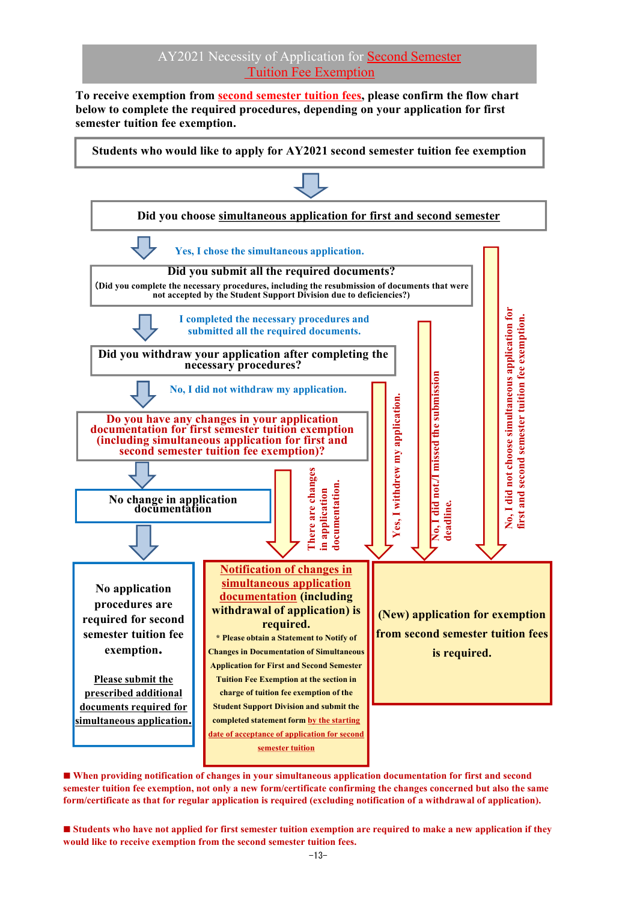# AY2021 Necessity of Application for Second Semester Tuition Fee Exemption

**To receive exemption from second semester tuition fees, please confirm the flow chart below to complete the required procedures, depending on your application for first semester tuition fee exemption.**

**Students who would like to apply for AY2021 second semester tuition fee exemption**

**Did you choose simultaneous application for first and second semester**

- Yes, I chose the simultaneous application.

**Did you submit all the required documents?**
(Did you complete the necessary procedures, including the resubmission of documents that were not accepted by the Student Support Division due to deficiencies?)

- I completed the necessary procedures and submitted all the required documents.

**Did you withdraw your application after completing the necessary procedures?**

- No, I did not withdraw my application.

**Do you have any changes in your application documentation for first semester tuition exemption (including simultaneous application for first and second semester tuition fee exemption)?**

- **No change in application documentation**
  → **No application procedures are required for second semester tuition fee exemption.**
  **Please submit the prescribed additional documents required for simultaneous application.**

- There are changes in application documentation.
  → **Notification of changes in simultaneous application documentation (including withdrawal of application) is required.**
  \* Please obtain a Statement to Notify of Changes in Documentation of Simultaneous Application for First and Second Semester Tuition Fee Exemption at the section in charge of tuition fee exemption of the Student Support Division and submit the completed statement form by the starting date of acceptance of application for second semester tuition

- Yes, I withdrew my application.
- No, I did not./I missed the submission deadline.
- No, I did not choose simultaneous application for first and second semester tuition fee exemption.
  → **(New) application for exemption from second semester tuition fees is required.**

■ When providing notification of changes in your simultaneous application documentation for first and second semester tuition fee exemption, not only a new form/certificate confirming the changes concerned but also the same form/certificate as that for regular application is required (excluding notification of a withdrawal of application).

■ Students who have not applied for first semester tuition exemption are required to make a new application if they would like to receive exemption from the second semester tuition fees.